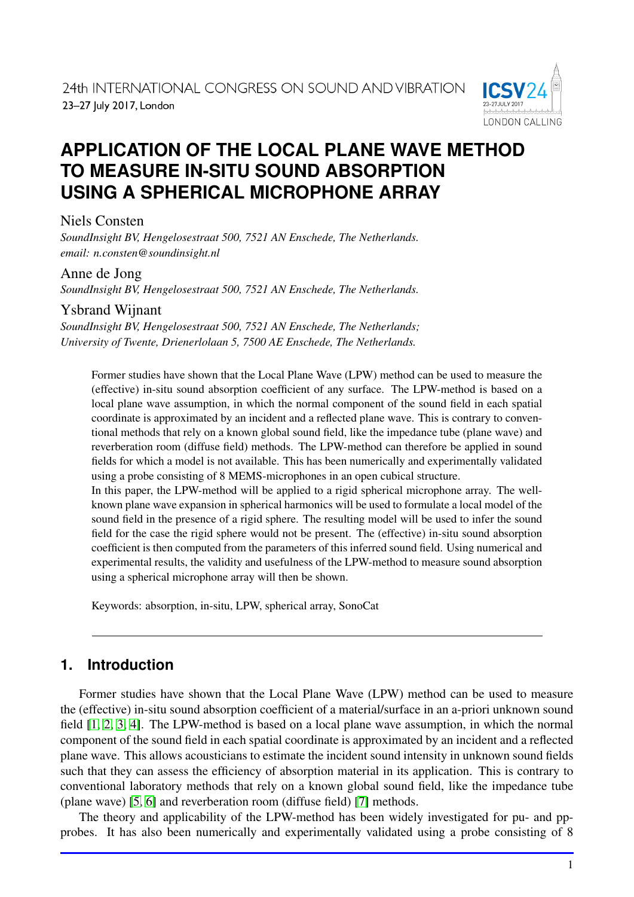24th INTERNATIONAL CONGRESS ON SOUND AND VIBRATION
23–27 July 2017, London

# APPLICATION OF THE LOCAL PLANE WAVE METHOD TO MEASURE IN-SITU SOUND ABSORPTION USING A SPHERICAL MICROPHONE ARRAY

Niels Consten
*SoundInsight BV, Hengelosestraat 500, 7521 AN Enschede, The Netherlands.*
*email: n.consten@soundinsight.nl*

Anne de Jong
*SoundInsight BV, Hengelosestraat 500, 7521 AN Enschede, The Netherlands.*

Ysbrand Wijnant
*SoundInsight BV, Hengelosestraat 500, 7521 AN Enschede, The Netherlands;*
*University of Twente, Drienerlolaan 5, 7500 AE Enschede, The Netherlands.*

Former studies have shown that the Local Plane Wave (LPW) method can be used to measure the (effective) in-situ sound absorption coefficient of any surface. The LPW-method is based on a local plane wave assumption, in which the normal component of the sound field in each spatial coordinate is approximated by an incident and a reflected plane wave. This is contrary to conventional methods that rely on a known global sound field, like the impedance tube (plane wave) and reverberation room (diffuse field) methods. The LPW-method can therefore be applied in sound fields for which a model is not available. This has been numerically and experimentally validated using a probe consisting of 8 MEMS-microphones in an open cubical structure.
In this paper, the LPW-method will be applied to a rigid spherical microphone array. The well-known plane wave expansion in spherical harmonics will be used to formulate a local model of the sound field in the presence of a rigid sphere. The resulting model will be used to infer the sound field for the case the rigid sphere would not be present. The (effective) in-situ sound absorption coefficient is then computed from the parameters of this inferred sound field. Using numerical and experimental results, the validity and usefulness of the LPW-method to measure sound absorption using a spherical microphone array will then be shown.

Keywords: absorption, in-situ, LPW, spherical array, SonoCat

## 1. Introduction

Former studies have shown that the Local Plane Wave (LPW) method can be used to measure the (effective) in-situ sound absorption coefficient of a material/surface in an a-priori unknown sound field [1, 2, 3, 4]. The LPW-method is based on a local plane wave assumption, in which the normal component of the sound field in each spatial coordinate is approximated by an incident and a reflected plane wave. This allows acousticians to estimate the incident sound intensity in unknown sound fields such that they can assess the efficiency of absorption material in its application. This is contrary to conventional laboratory methods that rely on a known global sound field, like the impedance tube (plane wave) [5, 6] and reverberation room (diffuse field) [7] methods.

The theory and applicability of the LPW-method has been widely investigated for pu- and pp-probes. It has also been numerically and experimentally validated using a probe consisting of 8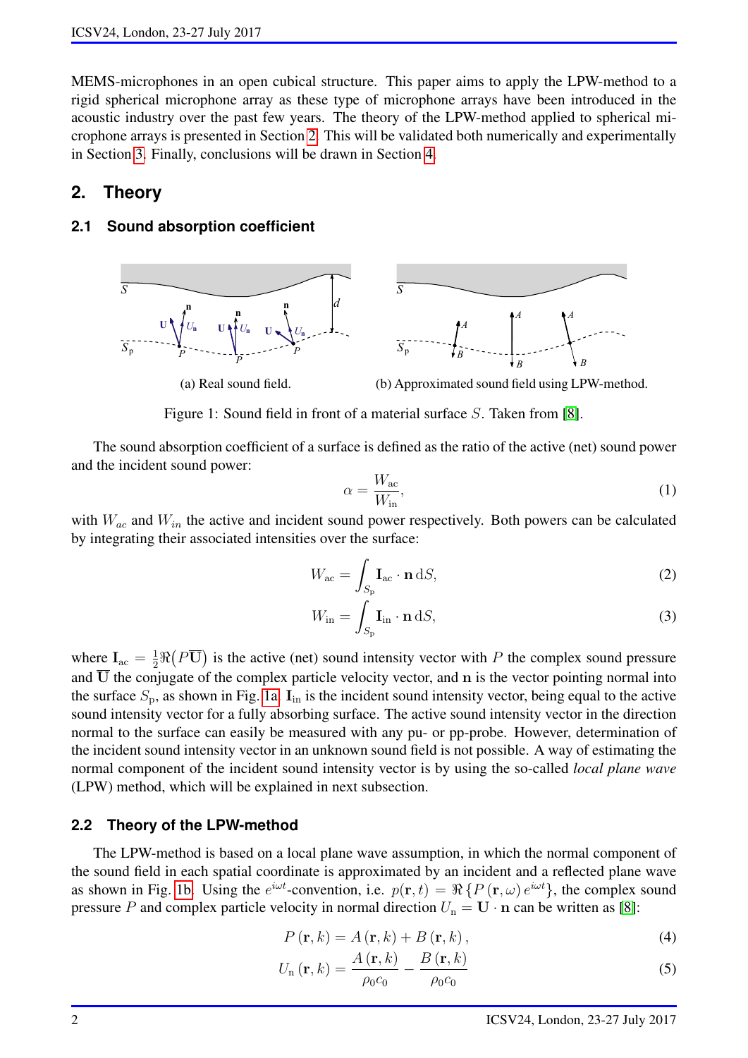MEMS-microphones in an open cubical structure. This paper aims to apply the LPW-method to a rigid spherical microphone array as these type of microphone arrays have been introduced in the acoustic industry over the past few years. The theory of the LPW-method applied to spherical microphone arrays is presented in Section 2. This will be validated both numerically and experimentally in Section 3. Finally, conclusions will be drawn in Section 4.

## 2. Theory

### 2.1 Sound absorption coefficient

(a) Real sound field.

(b) Approximated sound field using LPW-method.

Figure 1: Sound field in front of a material surface $S$. Taken from [8].

The sound absorption coefficient of a surface is defined as the ratio of the active (net) sound power and the incident sound power:

$$\alpha = \frac{W_{\mathrm{ac}}}{W_{\mathrm{in}}}, \tag{1}$$

with $W_{ac}$ and $W_{in}$ the active and incident sound power respectively. Both powers can be calculated by integrating their associated intensities over the surface:

$$W_{\mathrm{ac}} = \int_{S_{\mathrm{p}}} \mathbf{I}_{\mathrm{ac}} \cdot \mathbf{n} \, \mathrm{d}S, \tag{2}$$

$$W_{\mathrm{in}} = \int_{S_{\mathrm{p}}} \mathbf{I}_{\mathrm{in}} \cdot \mathbf{n} \, \mathrm{d}S, \tag{3}$$

where $\mathbf{I}_{\mathrm{ac}} = \frac{1}{2}\Re\big(P\overline{\mathbf{U}}\big)$ is the active (net) sound intensity vector with $P$ the complex sound pressure and $\overline{\mathbf{U}}$ the conjugate of the complex particle velocity vector, and $\mathbf{n}$ is the vector pointing normal into the surface $S_{\mathrm{p}}$, as shown in Fig. 1a. $\mathbf{I}_{\mathrm{in}}$ is the incident sound intensity vector, being equal to the active sound intensity vector for a fully absorbing surface. The active sound intensity vector in the direction normal to the surface can easily be measured with any pu- or pp-probe. However, determination of the incident sound intensity vector in an unknown sound field is not possible. A way of estimating the normal component of the incident sound intensity vector is by using the so-called *local plane wave* (LPW) method, which will be explained in next subsection.

### 2.2 Theory of the LPW-method

The LPW-method is based on a local plane wave assumption, in which the normal component of the sound field in each spatial coordinate is approximated by an incident and a reflected plane wave as shown in Fig. 1b. Using the $e^{i\omega t}$-convention, i.e. $p(\mathbf{r}, t) = \Re\{P(\mathbf{r}, \omega)\, e^{i\omega t}\}$, the complex sound pressure $P$ and complex particle velocity in normal direction $U_{\mathrm{n}} = \mathbf{U} \cdot \mathbf{n}$ can be written as [8]:

$$P(\mathbf{r}, k) = A(\mathbf{r}, k) + B(\mathbf{r}, k), \tag{4}$$

$$U_{\mathrm{n}}(\mathbf{r}, k) = \frac{A(\mathbf{r}, k)}{\rho_0 c_0} - \frac{B(\mathbf{r}, k)}{\rho_0 c_0} \tag{5}$$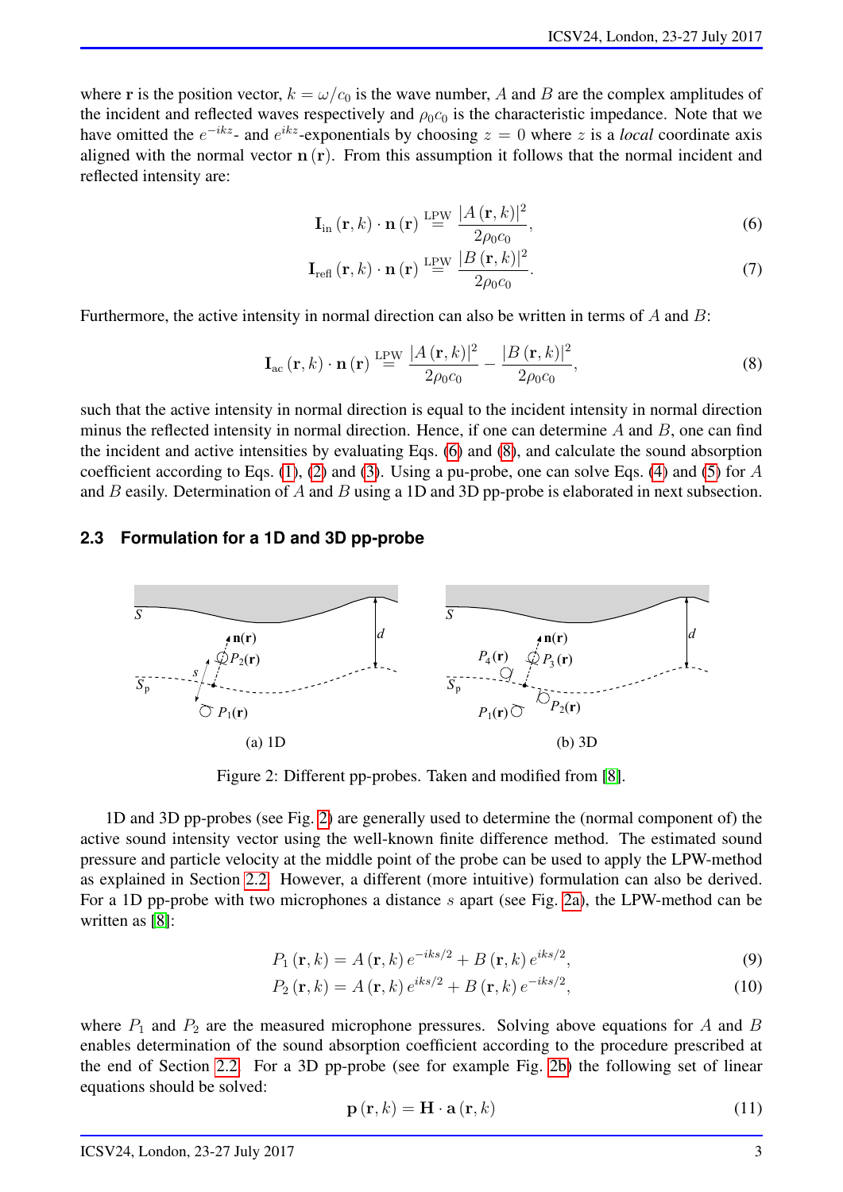where $\mathbf{r}$ is the position vector, $k = \omega/c_0$ is the wave number, $A$ and $B$ are the complex amplitudes of the incident and reflected waves respectively and $\rho_0 c_0$ is the characteristic impedance. Note that we have omitted the $e^{-ikz}$- and $e^{ikz}$-exponentials by choosing $z = 0$ where $z$ is a *local* coordinate axis aligned with the normal vector $\mathbf{n}(\mathbf{r})$. From this assumption it follows that the normal incident and reflected intensity are:

$$\mathbf{I}_{\text{in}}(\mathbf{r}, k) \cdot \mathbf{n}(\mathbf{r}) \overset{\text{LPW}}{=} \frac{|A(\mathbf{r}, k)|^2}{2\rho_0 c_0}, \tag{6}$$

$$\mathbf{I}_{\text{refl}}(\mathbf{r}, k) \cdot \mathbf{n}(\mathbf{r}) \overset{\text{LPW}}{=} \frac{|B(\mathbf{r}, k)|^2}{2\rho_0 c_0}. \tag{7}$$

Furthermore, the active intensity in normal direction can also be written in terms of $A$ and $B$:

$$\mathbf{I}_{\text{ac}}(\mathbf{r}, k) \cdot \mathbf{n}(\mathbf{r}) \overset{\text{LPW}}{=} \frac{|A(\mathbf{r}, k)|^2}{2\rho_0 c_0} - \frac{|B(\mathbf{r}, k)|^2}{2\rho_0 c_0}, \tag{8}$$

such that the active intensity in normal direction is equal to the incident intensity in normal direction minus the reflected intensity in normal direction. Hence, if one can determine $A$ and $B$, one can find the incident and active intensities by evaluating Eqs. (6) and (8), and calculate the sound absorption coefficient according to Eqs. (1), (2) and (3). Using a pu-probe, one can solve Eqs. (4) and (5) for $A$ and $B$ easily. Determination of $A$ and $B$ using a 1D and 3D pp-probe is elaborated in next subsection.

### 2.3 Formulation for a 1D and 3D pp-probe

(a) 1D (b) 3D

Figure 2: Different pp-probes. Taken and modified from [8].

1D and 3D pp-probes (see Fig. 2) are generally used to determine the (normal component of) the active sound intensity vector using the well-known finite difference method. The estimated sound pressure and particle velocity at the middle point of the probe can be used to apply the LPW-method as explained in Section 2.2. However, a different (more intuitive) formulation can also be derived. For a 1D pp-probe with two microphones a distance $s$ apart (see Fig. 2a), the LPW-method can be written as [8]:

$$P_1(\mathbf{r}, k) = A(\mathbf{r}, k)\, e^{-iks/2} + B(\mathbf{r}, k)\, e^{iks/2}, \tag{9}$$

$$P_2(\mathbf{r}, k) = A(\mathbf{r}, k)\, e^{iks/2} + B(\mathbf{r}, k)\, e^{-iks/2}, \tag{10}$$

where $P_1$ and $P_2$ are the measured microphone pressures. Solving above equations for $A$ and $B$ enables determination of the sound absorption coefficient according to the procedure prescribed at the end of Section 2.2. For a 3D pp-probe (see for example Fig. 2b) the following set of linear equations should be solved:

$$\mathbf{p}(\mathbf{r}, k) = \mathbf{H} \cdot \mathbf{a}(\mathbf{r}, k) \tag{11}$$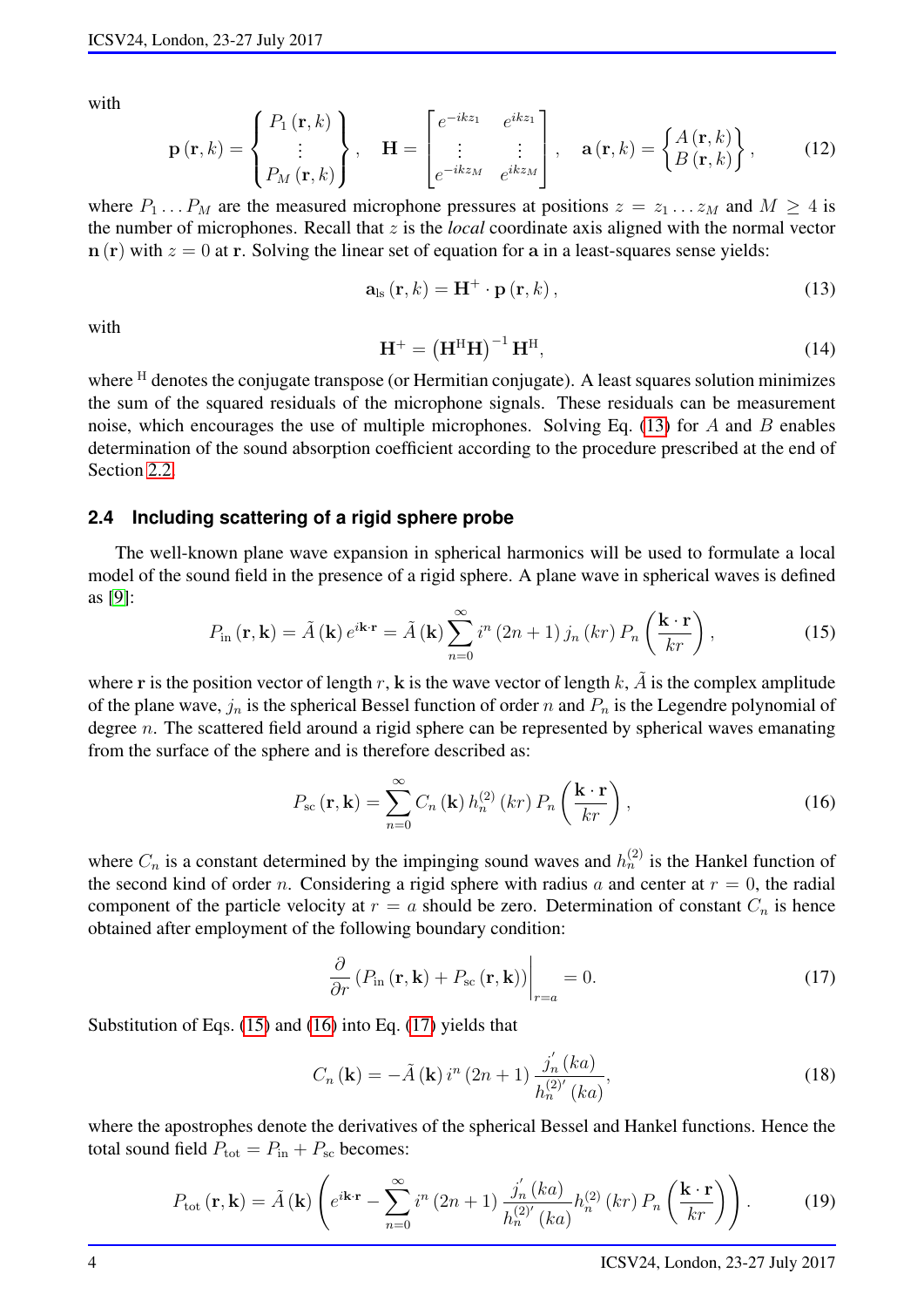with

$$
\mathbf{p}(\mathbf{r},k) = \begin{Bmatrix} P_1(\mathbf{r},k) \\ \vdots \\ P_M(\mathbf{r},k) \end{Bmatrix}, \quad \mathbf{H} = \begin{bmatrix} e^{-ikz_1} & e^{ikz_1} \\ \vdots & \vdots \\ e^{-ikz_M} & e^{ikz_M} \end{bmatrix}, \quad \mathbf{a}(\mathbf{r},k) = \begin{Bmatrix} A(\mathbf{r},k) \\ B(\mathbf{r},k) \end{Bmatrix}, \tag{12}
$$

where $P_1 \dots P_M$ are the measured microphone pressures at positions $z = z_1 \dots z_M$ and $M \geq 4$ is the number of microphones. Recall that $z$ is the *local* coordinate axis aligned with the normal vector $\mathbf{n}(\mathbf{r})$ with $z = 0$ at $\mathbf{r}$. Solving the linear set of equation for $\mathbf{a}$ in a least-squares sense yields:

$$
\mathbf{a}_{\text{ls}}(\mathbf{r},k) = \mathbf{H}^{+} \cdot \mathbf{p}(\mathbf{r},k), \tag{13}
$$

with

$$
\mathbf{H}^{+} = \left(\mathbf{H}^{\text{H}}\mathbf{H}\right)^{-1}\mathbf{H}^{\text{H}}, \tag{14}
$$

where $^{\text{H}}$ denotes the conjugate transpose (or Hermitian conjugate). A least squares solution minimizes the sum of the squared residuals of the microphone signals. These residuals can be measurement noise, which encourages the use of multiple microphones. Solving Eq. (13) for $A$ and $B$ enables determination of the sound absorption coefficient according to the procedure prescribed at the end of Section 2.2.

### 2.4 Including scattering of a rigid sphere probe

The well-known plane wave expansion in spherical harmonics will be used to formulate a local model of the sound field in the presence of a rigid sphere. A plane wave in spherical waves is defined as [9]:

$$
P_{\text{in}}(\mathbf{r},\mathbf{k}) = \tilde{A}(\mathbf{k})\, e^{i\mathbf{k}\cdot\mathbf{r}} = \tilde{A}(\mathbf{k}) \sum_{n=0}^{\infty} i^n (2n+1)\, j_n(kr)\, P_n\left(\frac{\mathbf{k}\cdot\mathbf{r}}{kr}\right), \tag{15}
$$

where $\mathbf{r}$ is the position vector of length $r$, $\mathbf{k}$ is the wave vector of length $k$, $\tilde{A}$ is the complex amplitude of the plane wave, $j_n$ is the spherical Bessel function of order $n$ and $P_n$ is the Legendre polynomial of degree $n$. The scattered field around a rigid sphere can be represented by spherical waves emanating from the surface of the sphere and is therefore described as:

$$
P_{\text{sc}}(\mathbf{r},\mathbf{k}) = \sum_{n=0}^{\infty} C_n(\mathbf{k})\, h_n^{(2)}(kr)\, P_n\left(\frac{\mathbf{k}\cdot\mathbf{r}}{kr}\right), \tag{16}
$$

where $C_n$ is a constant determined by the impinging sound waves and $h_n^{(2)}$ is the Hankel function of the second kind of order $n$. Considering a rigid sphere with radius $a$ and center at $r = 0$, the radial component of the particle velocity at $r = a$ should be zero. Determination of constant $C_n$ is hence obtained after employment of the following boundary condition:

$$
\left.\frac{\partial}{\partial r}\left(P_{\text{in}}(\mathbf{r},\mathbf{k}) + P_{\text{sc}}(\mathbf{r},\mathbf{k})\right)\right|_{r=a} = 0. \tag{17}
$$

Substitution of Eqs. (15) and (16) into Eq. (17) yields that

$$
C_n(\mathbf{k}) = -\tilde{A}(\mathbf{k})\, i^n (2n+1)\, \frac{j_n^{'}(ka)}{h_n^{(2)'}(ka)}, \tag{18}
$$

where the apostrophes denote the derivatives of the spherical Bessel and Hankel functions. Hence the total sound field $P_{\text{tot}} = P_{\text{in}} + P_{\text{sc}}$ becomes:

$$
P_{\text{tot}}(\mathbf{r},\mathbf{k}) = \tilde{A}(\mathbf{k}) \left( e^{i\mathbf{k}\cdot\mathbf{r}} - \sum_{n=0}^{\infty} i^n (2n+1)\, \frac{j_n^{'}(ka)}{h_n^{(2)'}(ka)} h_n^{(2)}(kr)\, P_n\left(\frac{\mathbf{k}\cdot\mathbf{r}}{kr}\right) \right). \tag{19}
$$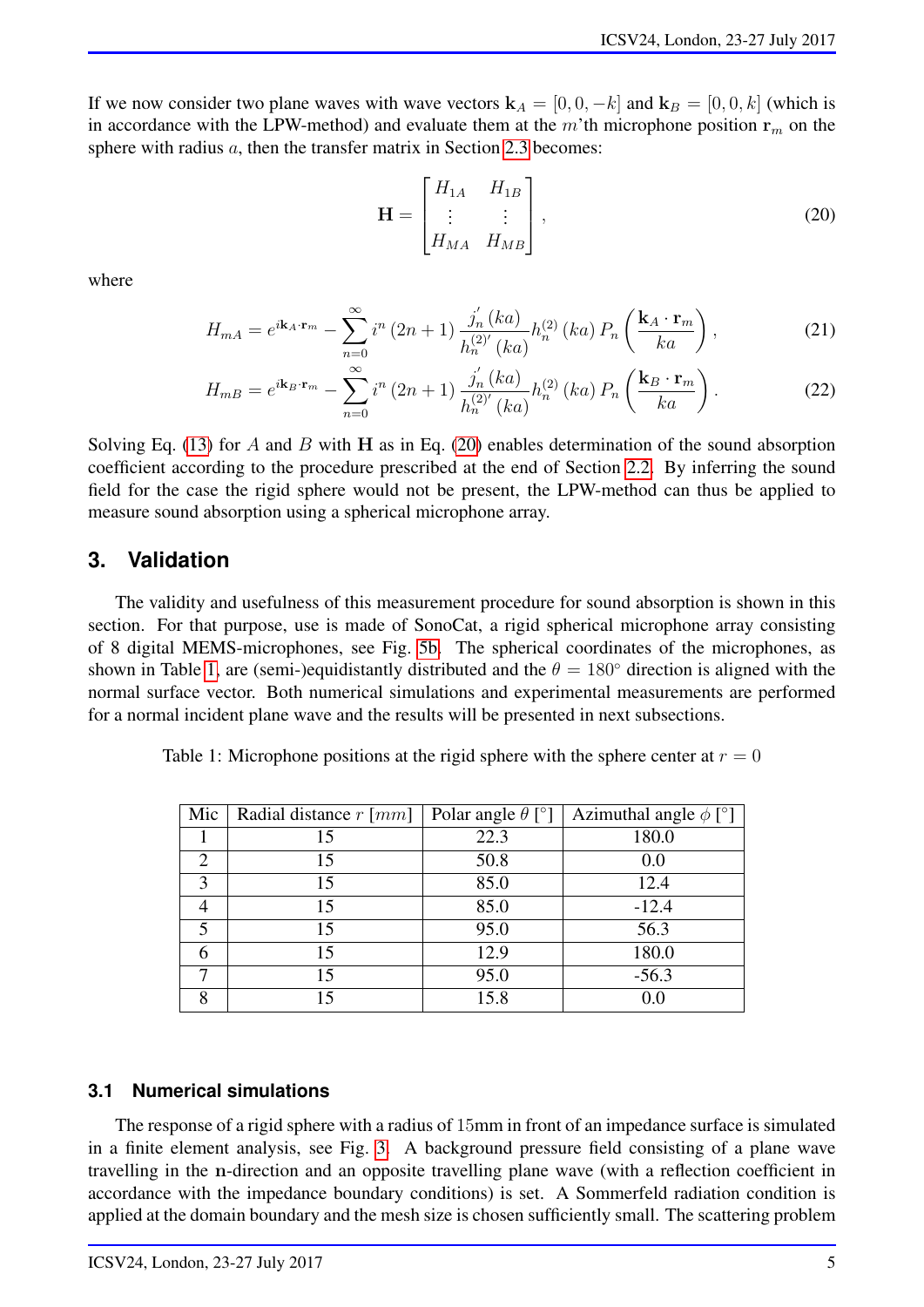If we now consider two plane waves with wave vectors $\mathbf{k}_A = [0, 0, -k]$ and $\mathbf{k}_B = [0, 0, k]$ (which is in accordance with the LPW-method) and evaluate them at the $m$'th microphone position $\mathbf{r}_m$ on the sphere with radius $a$, then the transfer matrix in Section 2.3 becomes:

$$\mathbf{H} = \begin{bmatrix} H_{1A} & H_{1B} \\ \vdots & \vdots \\ H_{MA} & H_{MB} \end{bmatrix}, \tag{20}$$

where

$$H_{mA} = e^{i\mathbf{k}_A \cdot \mathbf{r}_m} - \sum_{n=0}^{\infty} i^n (2n+1) \frac{j_n'(ka)}{h_n^{(2)'}(ka)} h_n^{(2)}(ka) P_n \left( \frac{\mathbf{k}_A \cdot \mathbf{r}_m}{ka} \right), \tag{21}$$

$$H_{mB} = e^{i\mathbf{k}_B \cdot \mathbf{r}_m} - \sum_{n=0}^{\infty} i^n (2n+1) \frac{j_n'(ka)}{h_n^{(2)'}(ka)} h_n^{(2)}(ka) P_n \left( \frac{\mathbf{k}_B \cdot \mathbf{r}_m}{ka} \right). \tag{22}$$

Solving Eq. (13) for $A$ and $B$ with $\mathbf{H}$ as in Eq. (20) enables determination of the sound absorption coefficient according to the procedure prescribed at the end of Section 2.2. By inferring the sound field for the case the rigid sphere would not be present, the LPW-method can thus be applied to measure sound absorption using a spherical microphone array.

## 3. Validation

The validity and usefulness of this measurement procedure for sound absorption is shown in this section. For that purpose, use is made of SonoCat, a rigid spherical microphone array consisting of 8 digital MEMS-microphones, see Fig. 5b. The spherical coordinates of the microphones, as shown in Table 1, are (semi-)equidistantly distributed and the $\theta = 180°$ direction is aligned with the normal surface vector. Both numerical simulations and experimental measurements are performed for a normal incident plane wave and the results will be presented in next subsections.

Table 1: Microphone positions at the rigid sphere with the sphere center at $r = 0$

| Mic | Radial distance $r$ $[mm]$ | Polar angle $\theta$ [°] | Azimuthal angle $\phi$ [°] |
|---|---|---|---|
| 1 | 15 | 22.3 | 180.0 |
| 2 | 15 | 50.8 | 0.0 |
| 3 | 15 | 85.0 | 12.4 |
| 4 | 15 | 85.0 | -12.4 |
| 5 | 15 | 95.0 | 56.3 |
| 6 | 15 | 12.9 | 180.0 |
| 7 | 15 | 95.0 | -56.3 |
| 8 | 15 | 15.8 | 0.0 |

### 3.1 Numerical simulations

The response of a rigid sphere with a radius of 15mm in front of an impedance surface is simulated in a finite element analysis, see Fig. 3. A background pressure field consisting of a plane wave travelling in the $\mathbf{n}$-direction and an opposite travelling plane wave (with a reflection coefficient in accordance with the impedance boundary conditions) is set. A Sommerfeld radiation condition is applied at the domain boundary and the mesh size is chosen sufficiently small. The scattering problem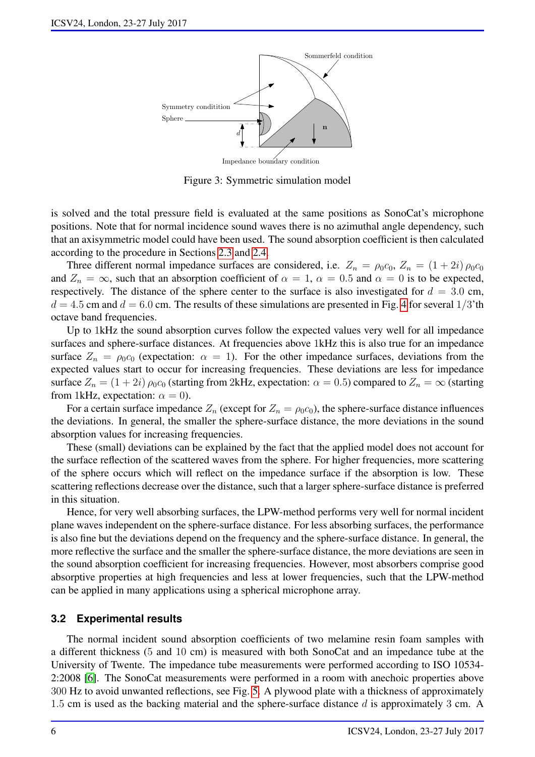Figure 3: Symmetric simulation model

is solved and the total pressure field is evaluated at the same positions as SonoCat's microphone positions. Note that for normal incidence sound waves there is no azimuthal angle dependency, such that an axisymmetric model could have been used. The sound absorption coefficient is then calculated according to the procedure in Sections 2.3 and 2.4.

Three different normal impedance surfaces are considered, i.e. $Z_n = \rho_0 c_0$, $Z_n = (1 + 2i)\,\rho_0 c_0$ and $Z_n = \infty$, such that an absorption coefficient of $\alpha = 1$, $\alpha = 0.5$ and $\alpha = 0$ is to be expected, respectively. The distance of the sphere center to the surface is also investigated for $d = 3.0$ cm, $d = 4.5$ cm and $d = 6.0$ cm. The results of these simulations are presented in Fig. 4 for several $1/3$'th octave band frequencies.

Up to 1kHz the sound absorption curves follow the expected values very well for all impedance surfaces and sphere-surface distances. At frequencies above 1kHz this is also true for an impedance surface $Z_n = \rho_0 c_0$ (expectation: $\alpha = 1$). For the other impedance surfaces, deviations from the expected values start to occur for increasing frequencies. These deviations are less for impedance surface $Z_n = (1 + 2i)\,\rho_0 c_0$ (starting from 2kHz, expectation: $\alpha = 0.5$) compared to $Z_n = \infty$ (starting from 1kHz, expectation: $\alpha = 0$).

For a certain surface impedance $Z_n$ (except for $Z_n = \rho_0 c_0$), the sphere-surface distance influences the deviations. In general, the smaller the sphere-surface distance, the more deviations in the sound absorption values for increasing frequencies.

These (small) deviations can be explained by the fact that the applied model does not account for the surface reflection of the scattered waves from the sphere. For higher frequencies, more scattering of the sphere occurs which will reflect on the impedance surface if the absorption is low. These scattering reflections decrease over the distance, such that a larger sphere-surface distance is preferred in this situation.

Hence, for very well absorbing surfaces, the LPW-method performs very well for normal incident plane waves independent on the sphere-surface distance. For less absorbing surfaces, the performance is also fine but the deviations depend on the frequency and the sphere-surface distance. In general, the more reflective the surface and the smaller the sphere-surface distance, the more deviations are seen in the sound absorption coefficient for increasing frequencies. However, most absorbers comprise good absorptive properties at high frequencies and less at lower frequencies, such that the LPW-method can be applied in many applications using a spherical microphone array.

### 3.2 Experimental results

The normal incident sound absorption coefficients of two melamine resin foam samples with a different thickness (5 and 10 cm) is measured with both SonoCat and an impedance tube at the University of Twente. The impedance tube measurements were performed according to ISO 10534-2:2008 [6]. The SonoCat measurements were performed in a room with anechoic properties above 300 Hz to avoid unwanted reflections, see Fig. 5. A plywood plate with a thickness of approximately 1.5 cm is used as the backing material and the sphere-surface distance $d$ is approximately 3 cm. A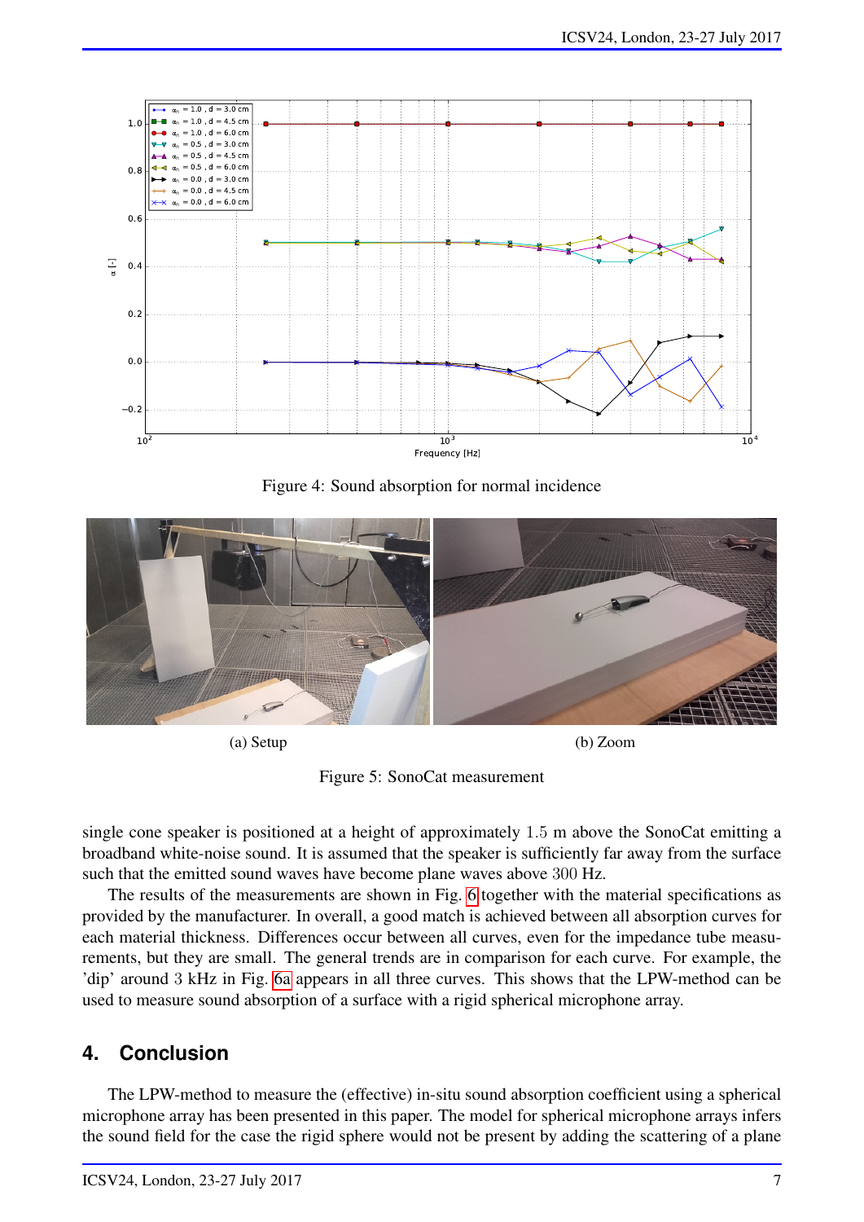Figure 4: Sound absorption for normal incidence

(a) Setup

(b) Zoom

Figure 5: SonoCat measurement

single cone speaker is positioned at a height of approximately 1.5 m above the SonoCat emitting a broadband white-noise sound. It is assumed that the speaker is sufficiently far away from the surface such that the emitted sound waves have become plane waves above 300 Hz.

The results of the measurements are shown in Fig. 6 together with the material specifications as provided by the manufacturer. In overall, a good match is achieved between all absorption curves for each material thickness. Differences occur between all curves, even for the impedance tube measurements, but they are small. The general trends are in comparison for each curve. For example, the 'dip' around 3 kHz in Fig. 6a appears in all three curves. This shows that the LPW-method can be used to measure sound absorption of a surface with a rigid spherical microphone array.

## 4. Conclusion

The LPW-method to measure the (effective) in-situ sound absorption coefficient using a spherical microphone array has been presented in this paper. The model for spherical microphone arrays infers the sound field for the case the rigid sphere would not be present by adding the scattering of a plane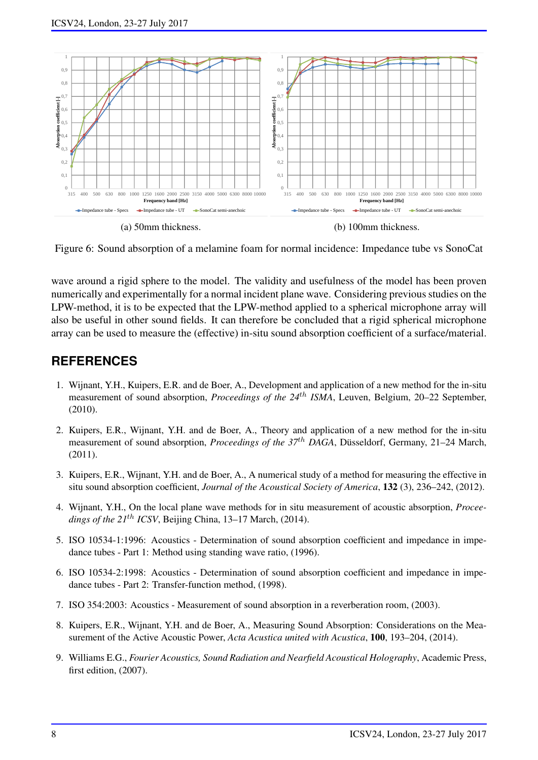Absorption coefficient [-]

1
0,9
0,8
0,7
0,6
0,5
0,4
0,3
0,2
0,1
0

315 400 500 630 800 1000 1250 1600 2000 2500 3150 4000 5000 6300 8000 10000

Frequency band [Hz]

Impedance tube - Specs
Impedance tube - UT
SonoCat semi-anechoic

(a) 50mm thickness.

Absorption coefficient [-]

1
0,9
0,8
0,7
0,6
0,5
0,4
0,3
0,2
0,1
0

315 400 500 630 800 1000 1250 1600 2000 2500 3150 4000 5000 6300 8000 10000

Frequency band [Hz]

Impedance tube - Specs
Impedance tube - UT
SonoCat semi-anechoic

(b) 100mm thickness.

Figure 6: Sound absorption of a melamine foam for normal incidence: Impedance tube vs SonoCat

wave around a rigid sphere to the model. The validity and usefulness of the model has been proven numerically and experimentally for a normal incident plane wave. Considering previous studies on the LPW-method, it is to be expected that the LPW-method applied to a spherical microphone array will also be useful in other sound fields. It can therefore be concluded that a rigid spherical microphone array can be used to measure the (effective) in-situ sound absorption coefficient of a surface/material.

## REFERENCES

1. Wijnant, Y.H., Kuipers, E.R. and de Boer, A., Development and application of a new method for the in-situ measurement of sound absorption, *Proceedings of the 24$^{th}$ ISMA*, Leuven, Belgium, 20–22 September, (2010).

2. Kuipers, E.R., Wijnant, Y.H. and de Boer, A., Theory and application of a new method for the in-situ measurement of sound absorption, *Proceedings of the 37$^{th}$ DAGA*, Düsseldorf, Germany, 21–24 March, (2011).

3. Kuipers, E.R., Wijnant, Y.H. and de Boer, A., A numerical study of a method for measuring the effective in situ sound absorption coefficient, *Journal of the Acoustical Society of America*, **132** (3), 236–242, (2012).

4. Wijnant, Y.H., On the local plane wave methods for in situ measurement of acoustic absorption, *Proceedings of the 21$^{th}$ ICSV*, Beijing China, 13–17 March, (2014).

5. ISO 10534-1:1996: Acoustics - Determination of sound absorption coefficient and impedance in impedance tubes - Part 1: Method using standing wave ratio, (1996).

6. ISO 10534-2:1998: Acoustics - Determination of sound absorption coefficient and impedance in impedance tubes - Part 2: Transfer-function method, (1998).

7. ISO 354:2003: Acoustics - Measurement of sound absorption in a reverberation room, (2003).

8. Kuipers, E.R., Wijnant, Y.H. and de Boer, A., Measuring Sound Absorption: Considerations on the Measurement of the Active Acoustic Power, *Acta Acustica united with Acustica*, **100**, 193–204, (2014).

9. Williams E.G., *Fourier Acoustics, Sound Radiation and Nearfield Acoustical Holography*, Academic Press, first edition, (2007).